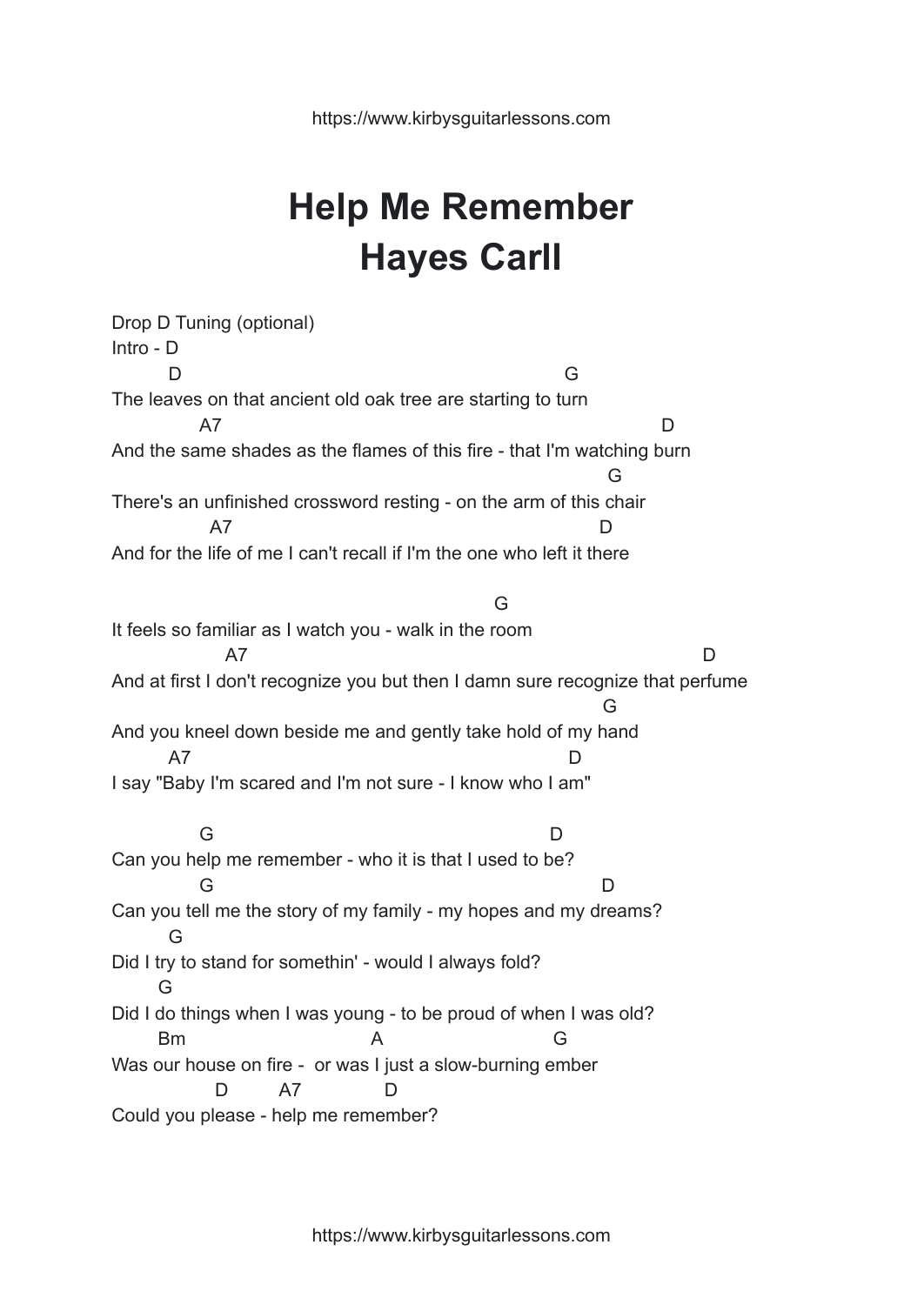# Help Me Remember
# Hayes Carll

Drop D Tuning (optional)
Intro - D

```
         D                                                      G
The leaves on that ancient old oak tree are starting to turn
              A7                                                              D
And the same shades as the flames of this fire - that I'm watching burn
                                                                         G
There's an unfinished crossword resting - on the arm of this chair
                A7                                                  D
And for the life of me I can't recall if I'm the one who left it there

                                                              G
It feels so familiar as I watch you - walk in the room
                  A7                                                              D
And at first I don't recognize you but then I damn sure recognize that perfume
                                                                        G
And you kneel down beside me and gently take hold of my hand
         A7                                                   D
I say "Baby I'm scared and I'm not sure - I know who I am"

              G                                               D
Can you help me remember - who it is that I used to be?
              G                                                       D
Can you tell me the story of my family - my hopes and my dreams?
         G
Did I try to stand for somethin' - would I always fold?
       G
Did I do things when I was young - to be proud of when I was old?
       Bm                             A                           G
Was our house on fire -  or was I just a slow-burning ember
                 D         A7              D
Could you please - help me remember?
```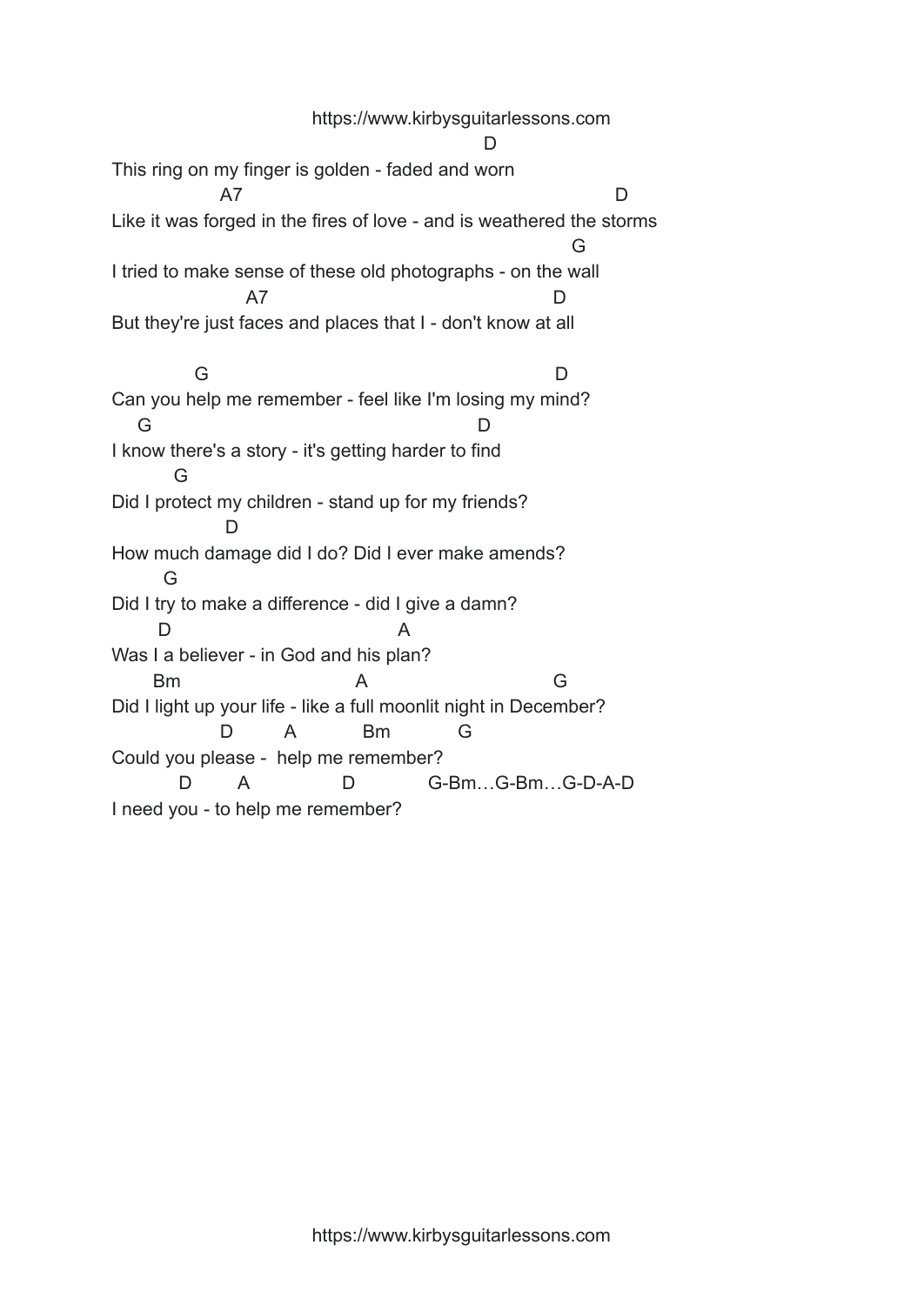```
                                                                       D
This ring on my finger is golden - faded and worn
                  A7                                                             D
Like it was forged in the fires of love - and is weathered the storms
                                                                           G
I tried to make sense of these old photographs - on the wall
                       A7                                              D
But they're just faces and places that I - don't know at all


              G                                                        D
Can you help me remember - feel like I'm losing my mind?
    G                                                      D
I know there's a story - it's getting harder to find
          G
Did I protect my children - stand up for my friends?
                    D
How much damage did I do? Did I ever make amends?
        G
Did I try to make a difference - did I give a damn?
        D                                        A
Was I a believer - in God and his plan?
       Bm                              A                              G
Did I light up your life - like a full moonlit night in December?
                  D         A           Bm           G
Could you please -  help me remember?
           D        A               D            G-Bm…G-Bm…G-D-A-D
I need you - to help me remember?
```